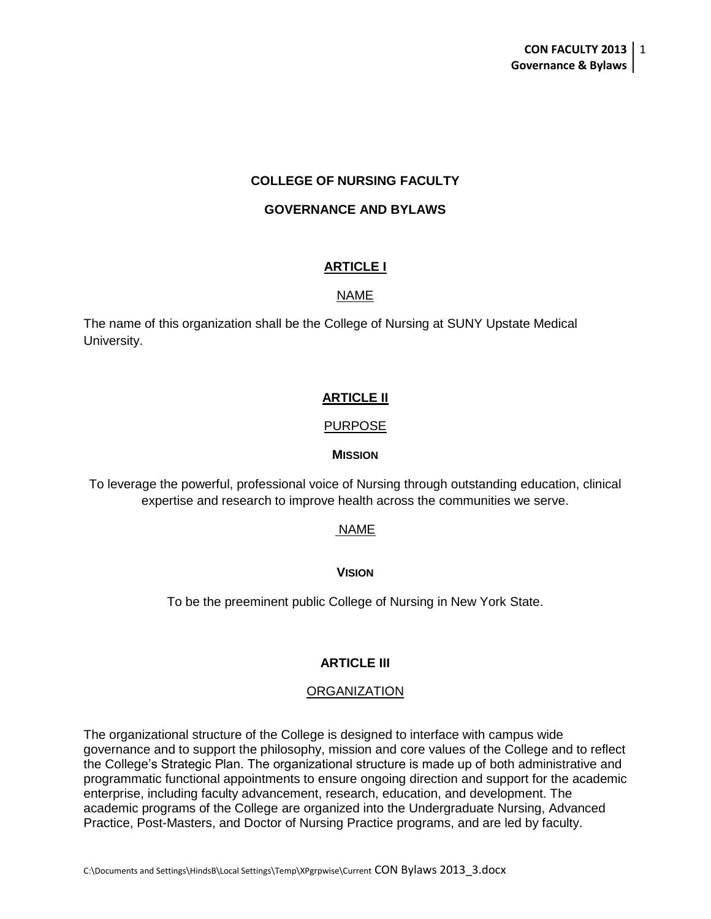# COLLEGE OF NURSING FACULTY

# GOVERNANCE AND BYLAWS

## ARTICLE I

### NAME

The name of this organization shall be the College of Nursing at SUNY Upstate Medical University.

## ARTICLE II

### PURPOSE

**MISSION**

To leverage the powerful, professional voice of Nursing through outstanding education, clinical expertise and research to improve health across the communities we serve.

NAME

**VISION**

To be the preeminent public College of Nursing in New York State.

## ARTICLE III

### ORGANIZATION

The organizational structure of the College is designed to interface with campus wide governance and to support the philosophy, mission and core values of the College and to reflect the College's Strategic Plan. The organizational structure is made up of both administrative and programmatic functional appointments to ensure ongoing direction and support for the academic enterprise, including faculty advancement, research, education, and development. The academic programs of the College are organized into the Undergraduate Nursing, Advanced Practice, Post-Masters, and Doctor of Nursing Practice programs, and are led by faculty.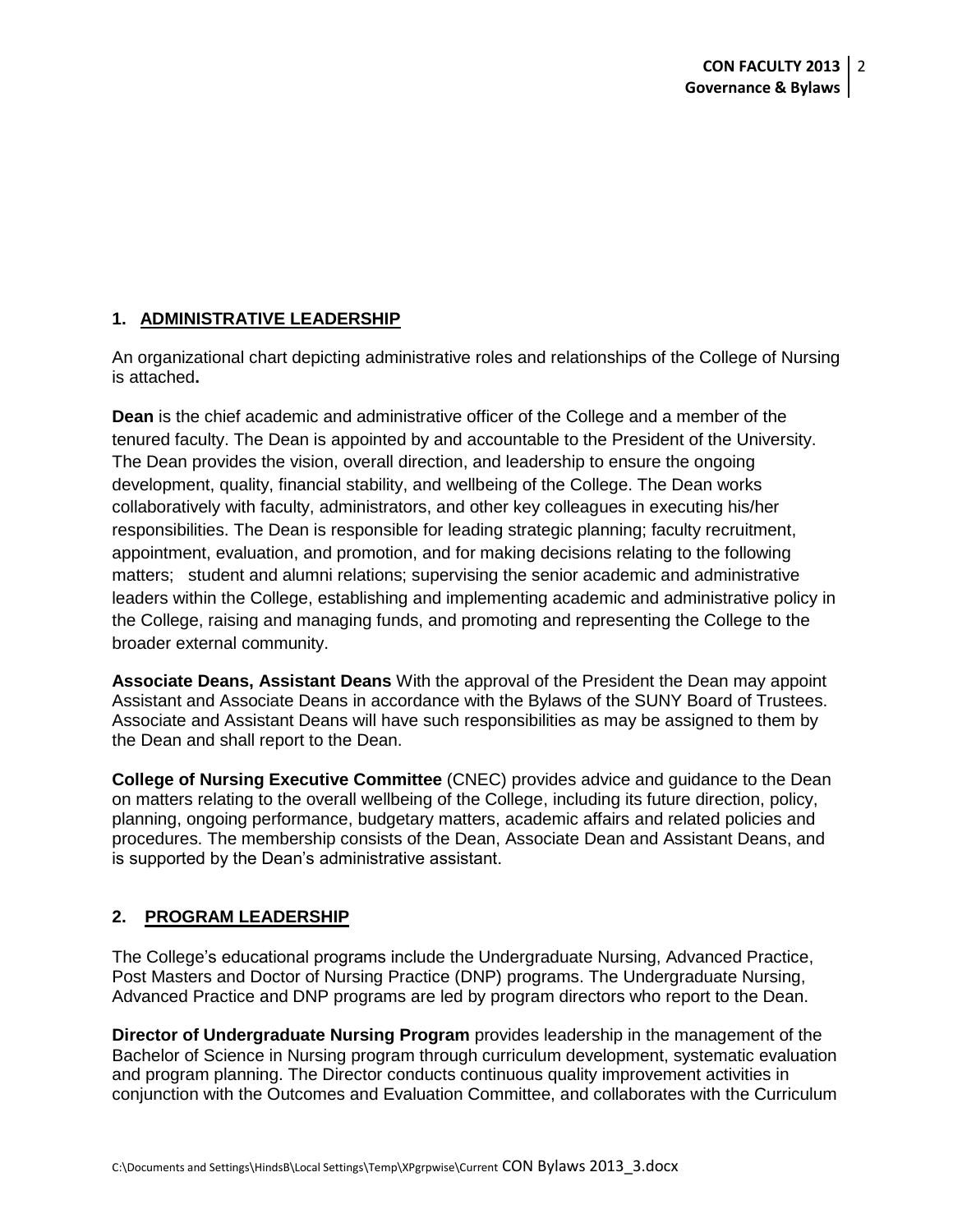## 1. ADMINISTRATIVE LEADERSHIP

An organizational chart depicting administrative roles and relationships of the College of Nursing is attached**.**

**Dean** is the chief academic and administrative officer of the College and a member of the tenured faculty. The Dean is appointed by and accountable to the President of the University. The Dean provides the vision, overall direction, and leadership to ensure the ongoing development, quality, financial stability, and wellbeing of the College. The Dean works collaboratively with faculty, administrators, and other key colleagues in executing his/her responsibilities. The Dean is responsible for leading strategic planning; faculty recruitment, appointment, evaluation, and promotion, and for making decisions relating to the following matters; student and alumni relations; supervising the senior academic and administrative leaders within the College, establishing and implementing academic and administrative policy in the College, raising and managing funds, and promoting and representing the College to the broader external community.

**Associate Deans, Assistant Deans** With the approval of the President the Dean may appoint Assistant and Associate Deans in accordance with the Bylaws of the SUNY Board of Trustees. Associate and Assistant Deans will have such responsibilities as may be assigned to them by the Dean and shall report to the Dean.

**College of Nursing Executive Committee** (CNEC) provides advice and guidance to the Dean on matters relating to the overall wellbeing of the College, including its future direction, policy, planning, ongoing performance, budgetary matters, academic affairs and related policies and procedures. The membership consists of the Dean, Associate Dean and Assistant Deans, and is supported by the Dean's administrative assistant.

## 2. PROGRAM LEADERSHIP

The College's educational programs include the Undergraduate Nursing, Advanced Practice, Post Masters and Doctor of Nursing Practice (DNP) programs. The Undergraduate Nursing, Advanced Practice and DNP programs are led by program directors who report to the Dean.

**Director of Undergraduate Nursing Program** provides leadership in the management of the Bachelor of Science in Nursing program through curriculum development, systematic evaluation and program planning. The Director conducts continuous quality improvement activities in conjunction with the Outcomes and Evaluation Committee, and collaborates with the Curriculum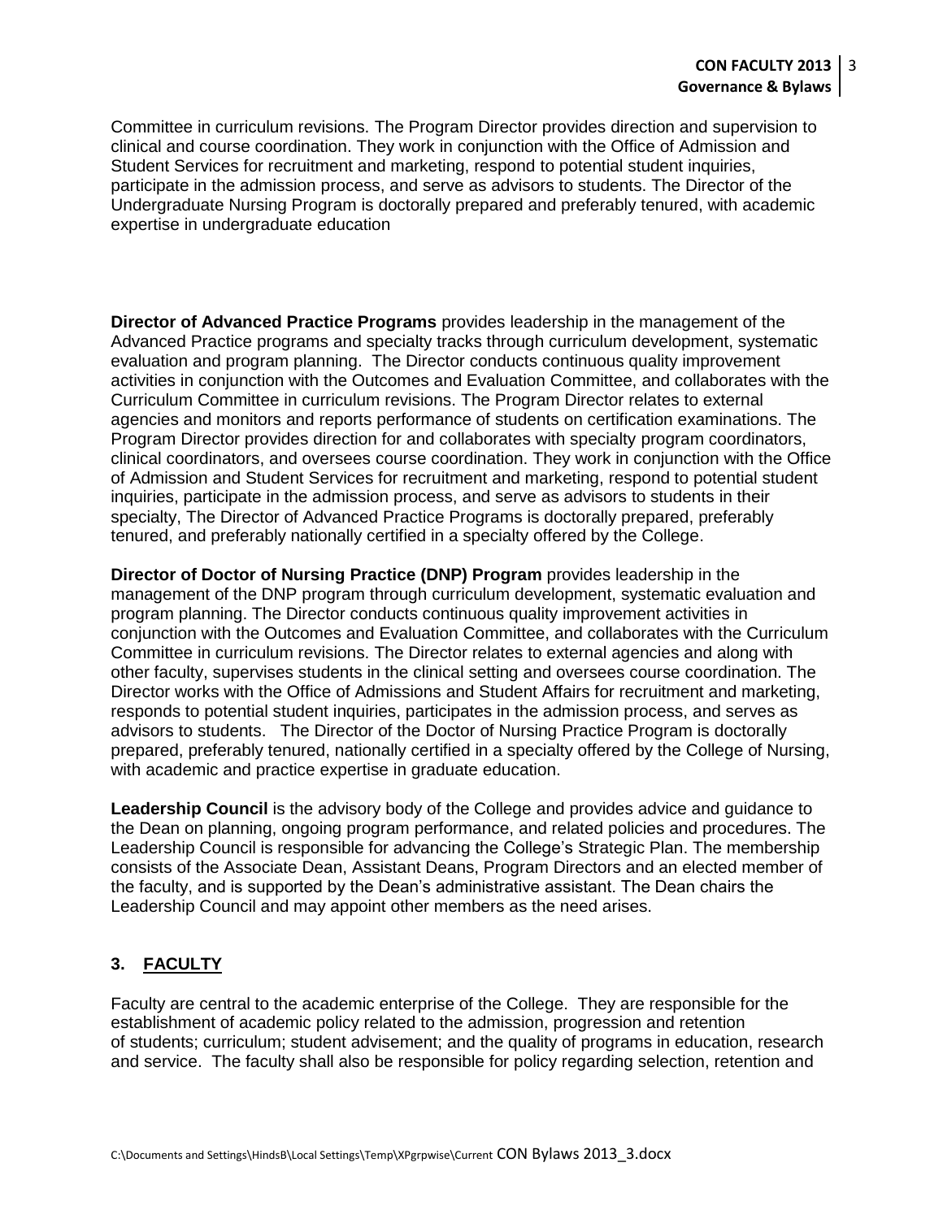Committee in curriculum revisions. The Program Director provides direction and supervision to clinical and course coordination. They work in conjunction with the Office of Admission and Student Services for recruitment and marketing, respond to potential student inquiries, participate in the admission process, and serve as advisors to students. The Director of the Undergraduate Nursing Program is doctorally prepared and preferably tenured, with academic expertise in undergraduate education

**Director of Advanced Practice Programs** provides leadership in the management of the Advanced Practice programs and specialty tracks through curriculum development, systematic evaluation and program planning. The Director conducts continuous quality improvement activities in conjunction with the Outcomes and Evaluation Committee, and collaborates with the Curriculum Committee in curriculum revisions. The Program Director relates to external agencies and monitors and reports performance of students on certification examinations. The Program Director provides direction for and collaborates with specialty program coordinators, clinical coordinators, and oversees course coordination. They work in conjunction with the Office of Admission and Student Services for recruitment and marketing, respond to potential student inquiries, participate in the admission process, and serve as advisors to students in their specialty, The Director of Advanced Practice Programs is doctorally prepared, preferably tenured, and preferably nationally certified in a specialty offered by the College.

**Director of Doctor of Nursing Practice (DNP) Program** provides leadership in the management of the DNP program through curriculum development, systematic evaluation and program planning. The Director conducts continuous quality improvement activities in conjunction with the Outcomes and Evaluation Committee, and collaborates with the Curriculum Committee in curriculum revisions. The Director relates to external agencies and along with other faculty, supervises students in the clinical setting and oversees course coordination. The Director works with the Office of Admissions and Student Affairs for recruitment and marketing, responds to potential student inquiries, participates in the admission process, and serves as advisors to students. The Director of the Doctor of Nursing Practice Program is doctorally prepared, preferably tenured, nationally certified in a specialty offered by the College of Nursing, with academic and practice expertise in graduate education.

**Leadership Council** is the advisory body of the College and provides advice and guidance to the Dean on planning, ongoing program performance, and related policies and procedures. The Leadership Council is responsible for advancing the College's Strategic Plan. The membership consists of the Associate Dean, Assistant Deans, Program Directors and an elected member of the faculty, and is supported by the Dean's administrative assistant. The Dean chairs the Leadership Council and may appoint other members as the need arises.

## 3. FACULTY

Faculty are central to the academic enterprise of the College. They are responsible for the establishment of academic policy related to the admission, progression and retention of students; curriculum; student advisement; and the quality of programs in education, research and service. The faculty shall also be responsible for policy regarding selection, retention and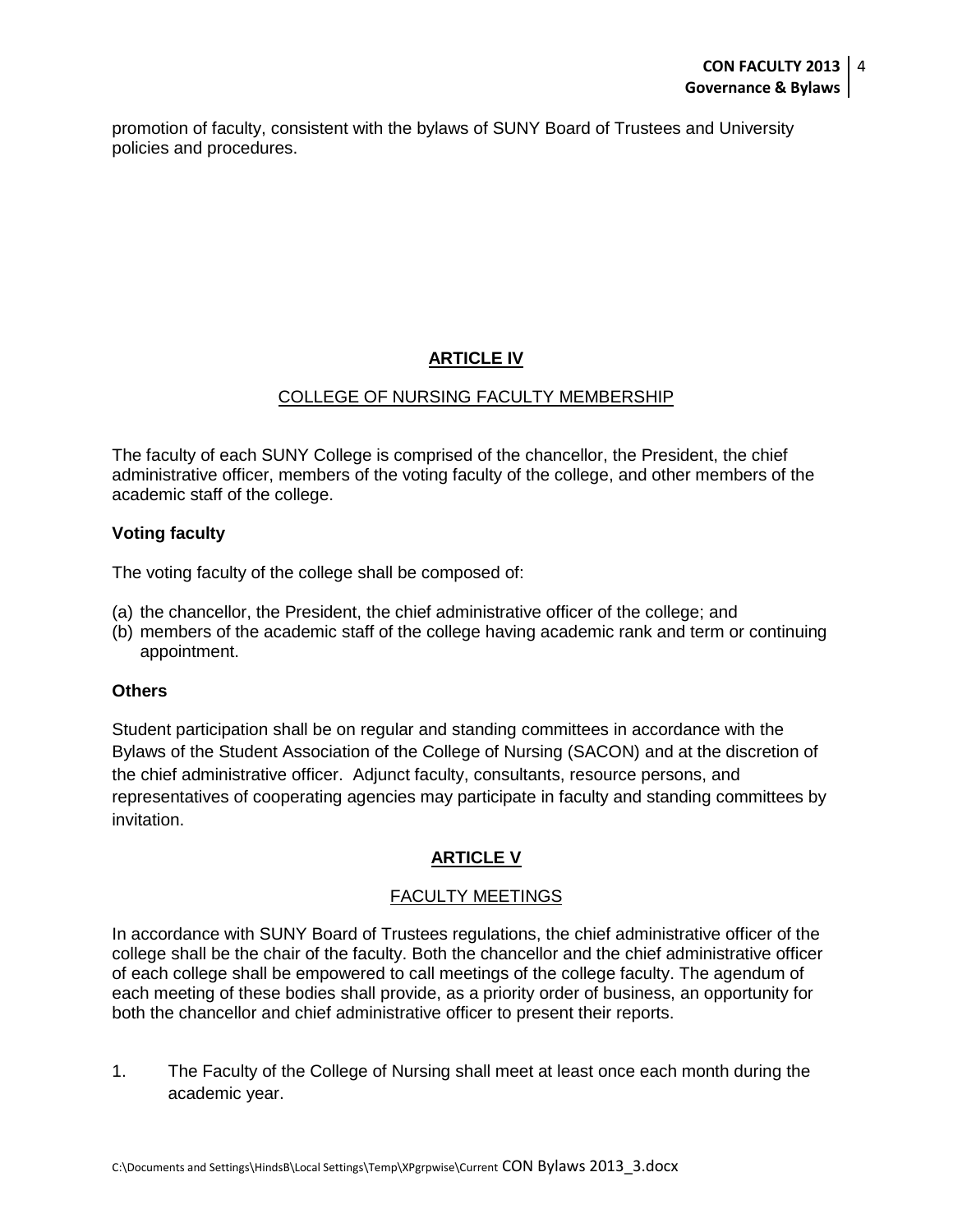promotion of faculty, consistent with the bylaws of SUNY Board of Trustees and University policies and procedures.

## ARTICLE IV

### COLLEGE OF NURSING FACULTY MEMBERSHIP

The faculty of each SUNY College is comprised of the chancellor, the President, the chief administrative officer, members of the voting faculty of the college, and other members of the academic staff of the college.

**Voting faculty**

The voting faculty of the college shall be composed of:

(a) the chancellor, the President, the chief administrative officer of the college; and
(b) members of the academic staff of the college having academic rank and term or continuing appointment.

**Others**

Student participation shall be on regular and standing committees in accordance with the Bylaws of the Student Association of the College of Nursing (SACON) and at the discretion of the chief administrative officer. Adjunct faculty, consultants, resource persons, and representatives of cooperating agencies may participate in faculty and standing committees by invitation.

## ARTICLE V

### FACULTY MEETINGS

In accordance with SUNY Board of Trustees regulations, the chief administrative officer of the college shall be the chair of the faculty. Both the chancellor and the chief administrative officer of each college shall be empowered to call meetings of the college faculty. The agendum of each meeting of these bodies shall provide, as a priority order of business, an opportunity for both the chancellor and chief administrative officer to present their reports.

1. The Faculty of the College of Nursing shall meet at least once each month during the academic year.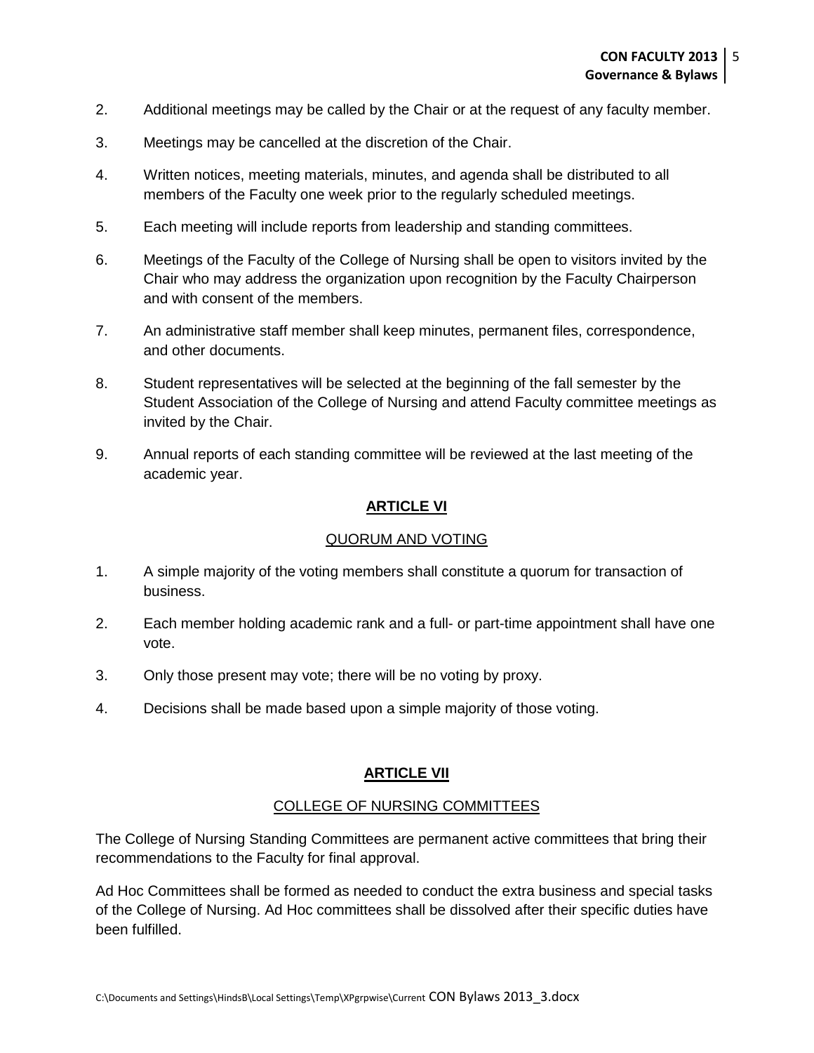2. Additional meetings may be called by the Chair or at the request of any faculty member.
3. Meetings may be cancelled at the discretion of the Chair.
4. Written notices, meeting materials, minutes, and agenda shall be distributed to all members of the Faculty one week prior to the regularly scheduled meetings.
5. Each meeting will include reports from leadership and standing committees.
6. Meetings of the Faculty of the College of Nursing shall be open to visitors invited by the Chair who may address the organization upon recognition by the Faculty Chairperson and with consent of the members.
7. An administrative staff member shall keep minutes, permanent files, correspondence, and other documents.
8. Student representatives will be selected at the beginning of the fall semester by the Student Association of the College of Nursing and attend Faculty committee meetings as invited by the Chair.
9. Annual reports of each standing committee will be reviewed at the last meeting of the academic year.

## ARTICLE VI

### QUORUM AND VOTING

1. A simple majority of the voting members shall constitute a quorum for transaction of business.
2. Each member holding academic rank and a full- or part-time appointment shall have one vote.
3. Only those present may vote; there will be no voting by proxy.
4. Decisions shall be made based upon a simple majority of those voting.

## ARTICLE VII

### COLLEGE OF NURSING COMMITTEES

The College of Nursing Standing Committees are permanent active committees that bring their recommendations to the Faculty for final approval.

Ad Hoc Committees shall be formed as needed to conduct the extra business and special tasks of the College of Nursing. Ad Hoc committees shall be dissolved after their specific duties have been fulfilled.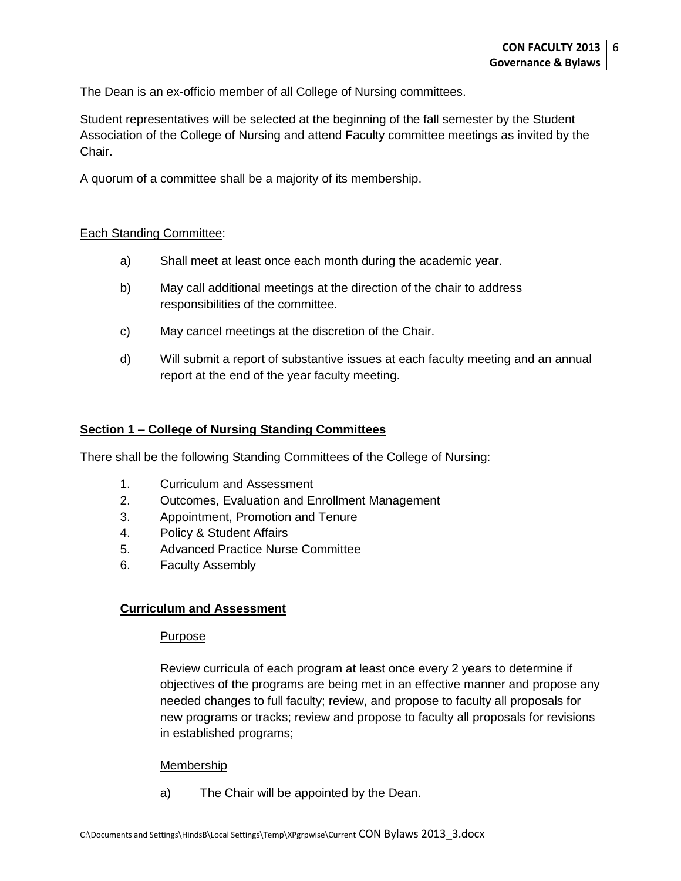The Dean is an ex-officio member of all College of Nursing committees.

Student representatives will be selected at the beginning of the fall semester by the Student Association of the College of Nursing and attend Faculty committee meetings as invited by the Chair.

A quorum of a committee shall be a majority of its membership.

Each Standing Committee:

a) Shall meet at least once each month during the academic year.

b) May call additional meetings at the direction of the chair to address responsibilities of the committee.

c) May cancel meetings at the discretion of the Chair.

d) Will submit a report of substantive issues at each faculty meeting and an annual report at the end of the year faculty meeting.

## Section 1 – College of Nursing Standing Committees

There shall be the following Standing Committees of the College of Nursing:

1. Curriculum and Assessment
2. Outcomes, Evaluation and Enrollment Management
3. Appointment, Promotion and Tenure
4. Policy & Student Affairs
5. Advanced Practice Nurse Committee
6. Faculty Assembly

### Curriculum and Assessment

Purpose

Review curricula of each program at least once every 2 years to determine if objectives of the programs are being met in an effective manner and propose any needed changes to full faculty; review, and propose to faculty all proposals for new programs or tracks; review and propose to faculty all proposals for revisions in established programs;

Membership

a) The Chair will be appointed by the Dean.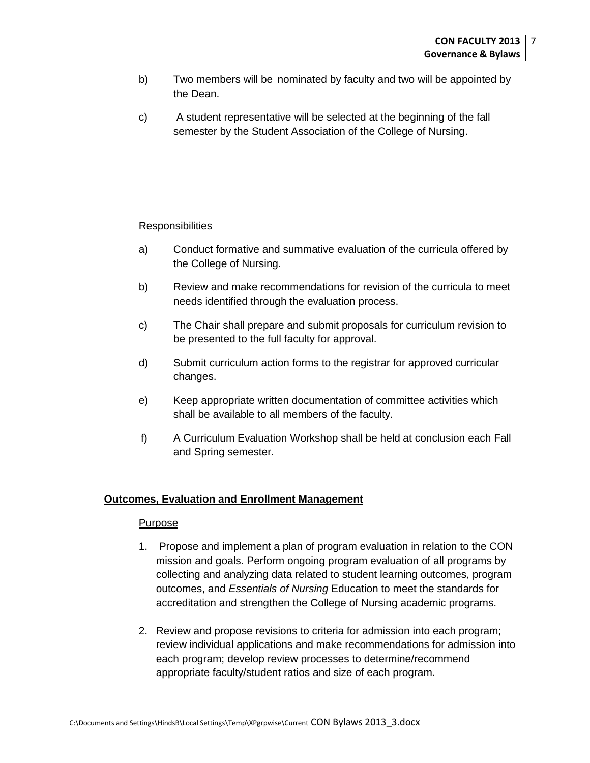b) Two members will be nominated by faculty and two will be appointed by the Dean.

c) A student representative will be selected at the beginning of the fall semester by the Student Association of the College of Nursing.

Responsibilities

a) Conduct formative and summative evaluation of the curricula offered by the College of Nursing.

b) Review and make recommendations for revision of the curricula to meet needs identified through the evaluation process.

c) The Chair shall prepare and submit proposals for curriculum revision to be presented to the full faculty for approval.

d) Submit curriculum action forms to the registrar for approved curricular changes.

e) Keep appropriate written documentation of committee activities which shall be available to all members of the faculty.

f) A Curriculum Evaluation Workshop shall be held at conclusion each Fall and Spring semester.

**Outcomes, Evaluation and Enrollment Management**

Purpose

1. Propose and implement a plan of program evaluation in relation to the CON mission and goals. Perform ongoing program evaluation of all programs by collecting and analyzing data related to student learning outcomes, program outcomes, and *Essentials of Nursing* Education to meet the standards for accreditation and strengthen the College of Nursing academic programs.

2. Review and propose revisions to criteria for admission into each program; review individual applications and make recommendations for admission into each program; develop review processes to determine/recommend appropriate faculty/student ratios and size of each program.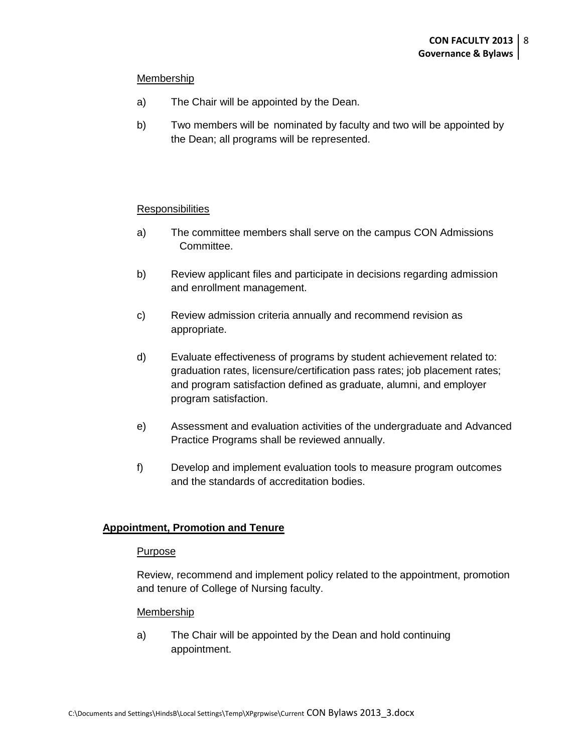Membership

a) The Chair will be appointed by the Dean.

b) Two members will be nominated by faculty and two will be appointed by the Dean; all programs will be represented.

Responsibilities

a) The committee members shall serve on the campus CON Admissions Committee.

b) Review applicant files and participate in decisions regarding admission and enrollment management.

c) Review admission criteria annually and recommend revision as appropriate.

d) Evaluate effectiveness of programs by student achievement related to: graduation rates, licensure/certification pass rates; job placement rates; and program satisfaction defined as graduate, alumni, and employer program satisfaction.

e) Assessment and evaluation activities of the undergraduate and Advanced Practice Programs shall be reviewed annually.

f) Develop and implement evaluation tools to measure program outcomes and the standards of accreditation bodies.

## Appointment, Promotion and Tenure

Purpose

Review, recommend and implement policy related to the appointment, promotion and tenure of College of Nursing faculty.

Membership

a) The Chair will be appointed by the Dean and hold continuing appointment.

C:\Documents and Settings\HindsB\Local Settings\Temp\XPgrpwise\Current CON Bylaws 2013_3.docx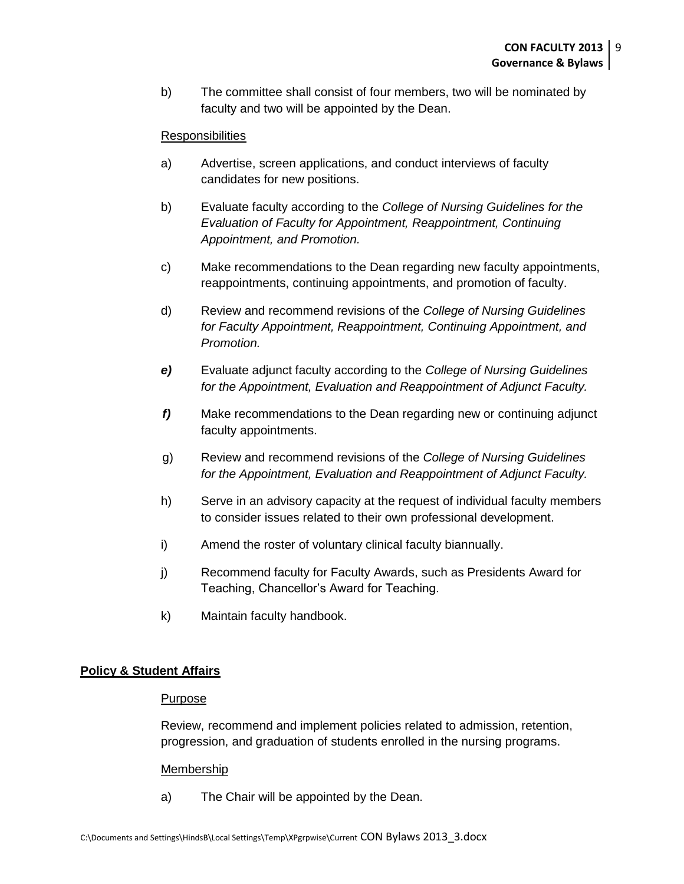b) The committee shall consist of four members, two will be nominated by faculty and two will be appointed by the Dean.

<u>Responsibilities</u>

a) Advertise, screen applications, and conduct interviews of faculty candidates for new positions.

b) Evaluate faculty according to the *College of Nursing Guidelines for the Evaluation of Faculty for Appointment, Reappointment, Continuing Appointment, and Promotion.*

c) Make recommendations to the Dean regarding new faculty appointments, reappointments, continuing appointments, and promotion of faculty.

d) Review and recommend revisions of the *College of Nursing Guidelines for Faculty Appointment, Reappointment, Continuing Appointment, and Promotion.*

***e)*** Evaluate adjunct faculty according to the *College of Nursing Guidelines for the Appointment, Evaluation and Reappointment of Adjunct Faculty.*

***f)*** Make recommendations to the Dean regarding new or continuing adjunct faculty appointments.

g) Review and recommend revisions of the *College of Nursing Guidelines for the Appointment, Evaluation and Reappointment of Adjunct Faculty.*

h) Serve in an advisory capacity at the request of individual faculty members to consider issues related to their own professional development.

i) Amend the roster of voluntary clinical faculty biannually.

j) Recommend faculty for Faculty Awards, such as Presidents Award for Teaching, Chancellor's Award for Teaching.

k) Maintain faculty handbook.

## **<u>Policy & Student Affairs</u>**

<u>Purpose</u>

Review, recommend and implement policies related to admission, retention, progression, and graduation of students enrolled in the nursing programs.

<u>Membership</u>

a) The Chair will be appointed by the Dean.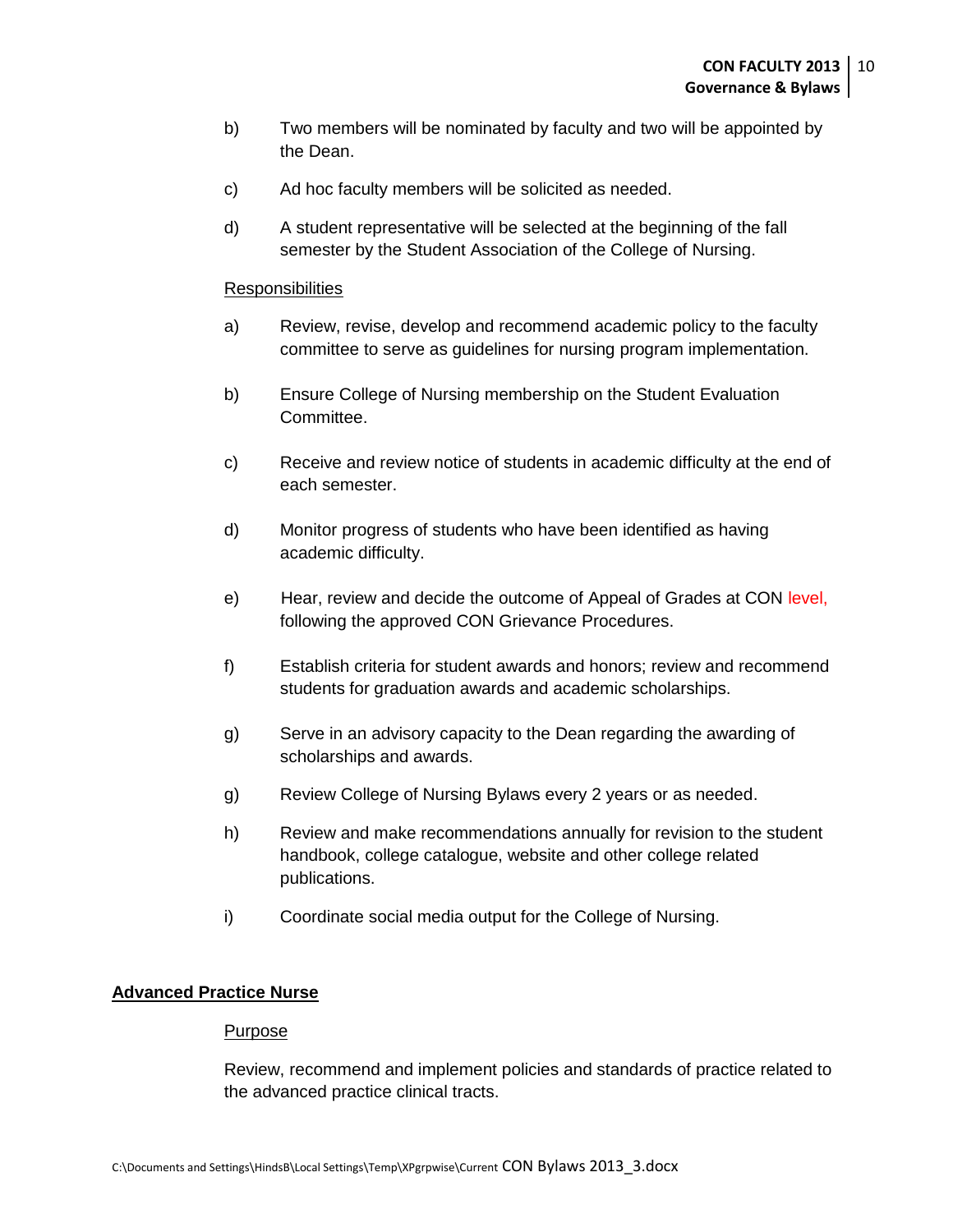b) Two members will be nominated by faculty and two will be appointed by the Dean.

c) Ad hoc faculty members will be solicited as needed.

d) A student representative will be selected at the beginning of the fall semester by the Student Association of the College of Nursing.

Responsibilities

a) Review, revise, develop and recommend academic policy to the faculty committee to serve as guidelines for nursing program implementation.

b) Ensure College of Nursing membership on the Student Evaluation Committee.

c) Receive and review notice of students in academic difficulty at the end of each semester.

d) Monitor progress of students who have been identified as having academic difficulty.

e) Hear, review and decide the outcome of Appeal of Grades at CON level, following the approved CON Grievance Procedures.

f) Establish criteria for student awards and honors; review and recommend students for graduation awards and academic scholarships.

g) Serve in an advisory capacity to the Dean regarding the awarding of scholarships and awards.

g) Review College of Nursing Bylaws every 2 years or as needed.

h) Review and make recommendations annually for revision to the student handbook, college catalogue, website and other college related publications.

i) Coordinate social media output for the College of Nursing.

**Advanced Practice Nurse**

Purpose

Review, recommend and implement policies and standards of practice related to the advanced practice clinical tracts.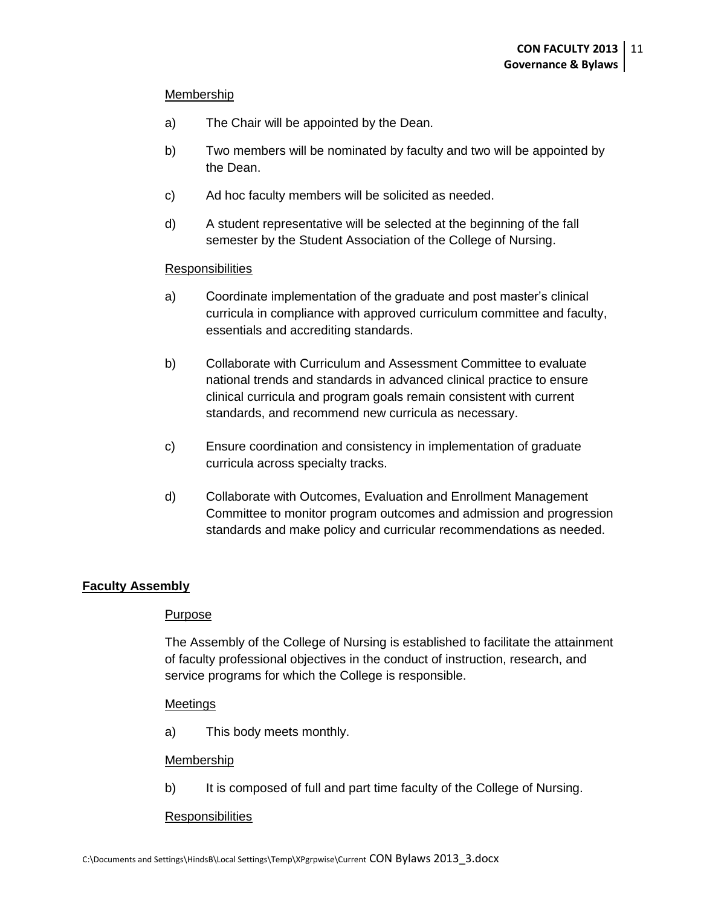Membership

a) The Chair will be appointed by the Dean.

b) Two members will be nominated by faculty and two will be appointed by the Dean.

c) Ad hoc faculty members will be solicited as needed.

d) A student representative will be selected at the beginning of the fall semester by the Student Association of the College of Nursing.

Responsibilities

a) Coordinate implementation of the graduate and post master's clinical curricula in compliance with approved curriculum committee and faculty, essentials and accrediting standards.

b) Collaborate with Curriculum and Assessment Committee to evaluate national trends and standards in advanced clinical practice to ensure clinical curricula and program goals remain consistent with current standards, and recommend new curricula as necessary.

c) Ensure coordination and consistency in implementation of graduate curricula across specialty tracks.

d) Collaborate with Outcomes, Evaluation and Enrollment Management Committee to monitor program outcomes and admission and progression standards and make policy and curricular recommendations as needed.

## Faculty Assembly

Purpose

The Assembly of the College of Nursing is established to facilitate the attainment of faculty professional objectives in the conduct of instruction, research, and service programs for which the College is responsible.

Meetings

a) This body meets monthly.

Membership

b) It is composed of full and part time faculty of the College of Nursing.

Responsibilities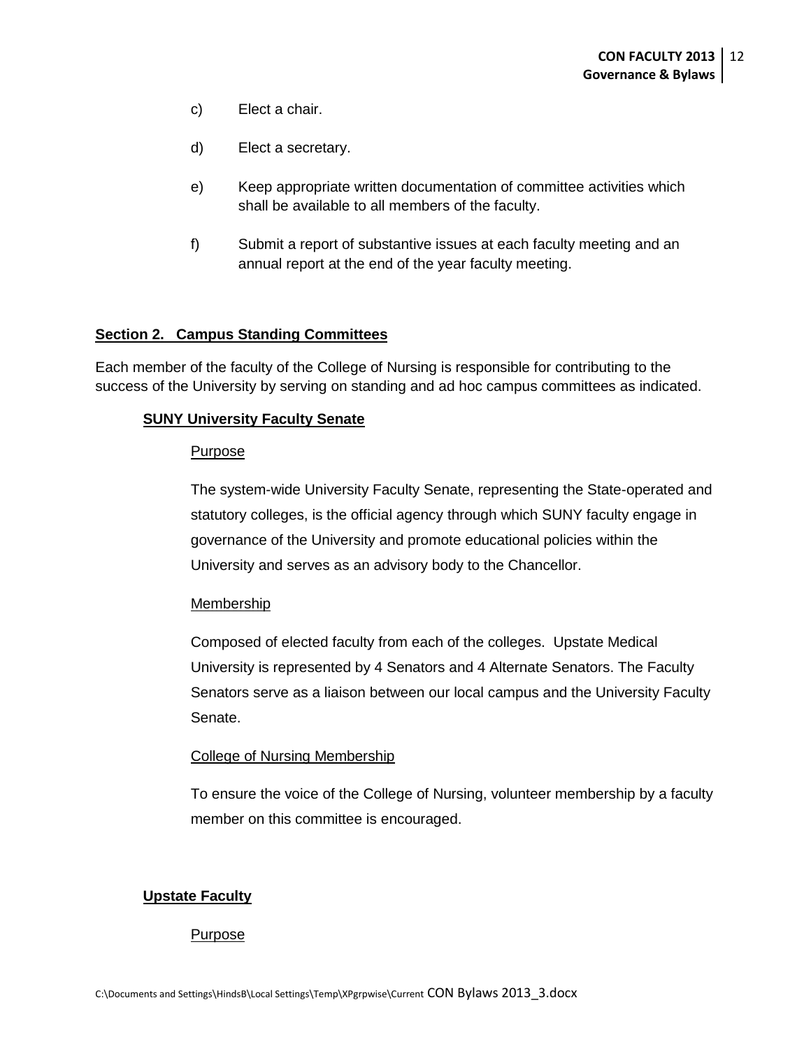c) Elect a chair.

d) Elect a secretary.

e) Keep appropriate written documentation of committee activities which shall be available to all members of the faculty.

f) Submit a report of substantive issues at each faculty meeting and an annual report at the end of the year faculty meeting.

## Section 2. Campus Standing Committees

Each member of the faculty of the College of Nursing is responsible for contributing to the success of the University by serving on standing and ad hoc campus committees as indicated.

### SUNY University Faculty Senate

Purpose

The system-wide University Faculty Senate, representing the State-operated and statutory colleges, is the official agency through which SUNY faculty engage in governance of the University and promote educational policies within the University and serves as an advisory body to the Chancellor.

Membership

Composed of elected faculty from each of the colleges. Upstate Medical University is represented by 4 Senators and 4 Alternate Senators. The Faculty Senators serve as a liaison between our local campus and the University Faculty Senate.

College of Nursing Membership

To ensure the voice of the College of Nursing, volunteer membership by a faculty member on this committee is encouraged.

### Upstate Faculty

Purpose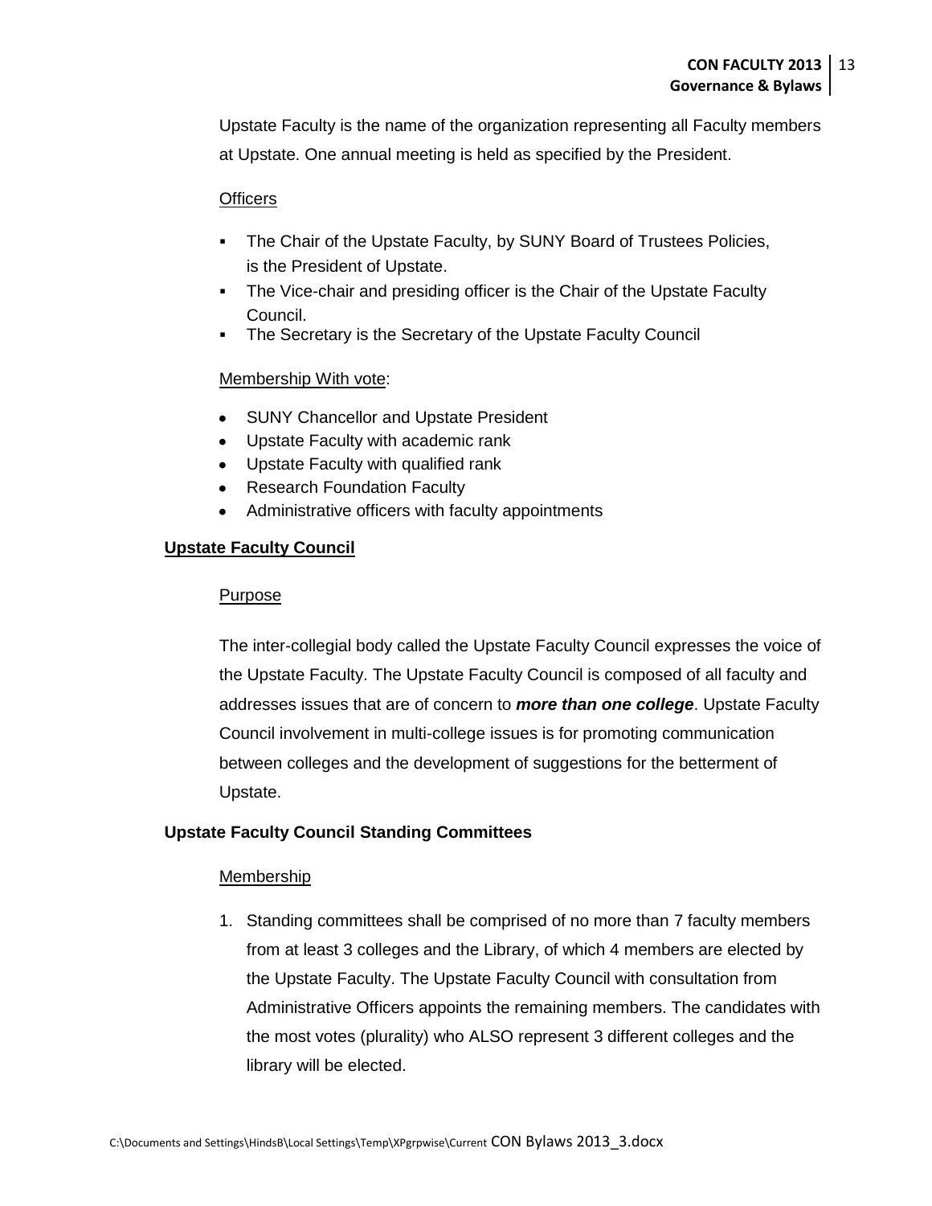Upstate Faculty is the name of the organization representing all Faculty members at Upstate. One annual meeting is held as specified by the President.

Officers

- The Chair of the Upstate Faculty, by SUNY Board of Trustees Policies, is the President of Upstate.
- The Vice-chair and presiding officer is the Chair of the Upstate Faculty Council.
- The Secretary is the Secretary of the Upstate Faculty Council

Membership With vote:

- SUNY Chancellor and Upstate President
- Upstate Faculty with academic rank
- Upstate Faculty with qualified rank
- Research Foundation Faculty
- Administrative officers with faculty appointments

## Upstate Faculty Council

Purpose

The inter-collegial body called the Upstate Faculty Council expresses the voice of the Upstate Faculty. The Upstate Faculty Council is composed of all faculty and addresses issues that are of concern to ***more than one college***. Upstate Faculty Council involvement in multi-college issues is for promoting communication between colleges and the development of suggestions for the betterment of Upstate.

## Upstate Faculty Council Standing Committees

Membership

1. Standing committees shall be comprised of no more than 7 faculty members from at least 3 colleges and the Library, of which 4 members are elected by the Upstate Faculty. The Upstate Faculty Council with consultation from Administrative Officers appoints the remaining members. The candidates with the most votes (plurality) who ALSO represent 3 different colleges and the library will be elected.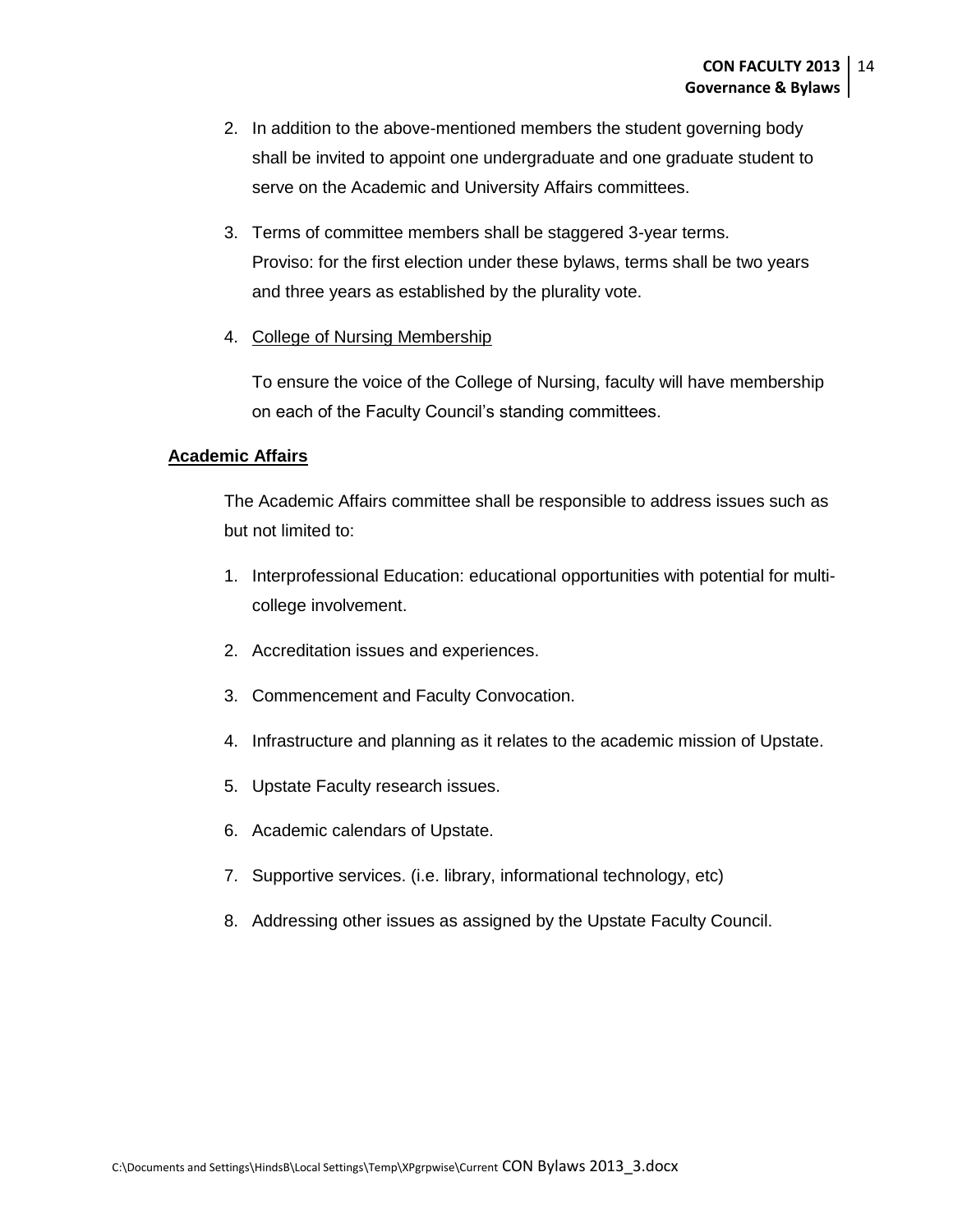2. In addition to the above-mentioned members the student governing body shall be invited to appoint one undergraduate and one graduate student to serve on the Academic and University Affairs committees.

3. Terms of committee members shall be staggered 3-year terms.
   Proviso: for the first election under these bylaws, terms shall be two years and three years as established by the plurality vote.

4. College of Nursing Membership

   To ensure the voice of the College of Nursing, faculty will have membership on each of the Faculty Council's standing committees.

**Academic Affairs**

The Academic Affairs committee shall be responsible to address issues such as but not limited to:

1. Interprofessional Education: educational opportunities with potential for multi-college involvement.
2. Accreditation issues and experiences.
3. Commencement and Faculty Convocation.
4. Infrastructure and planning as it relates to the academic mission of Upstate.
5. Upstate Faculty research issues.
6. Academic calendars of Upstate.
7. Supportive services. (i.e. library, informational technology, etc)
8. Addressing other issues as assigned by the Upstate Faculty Council.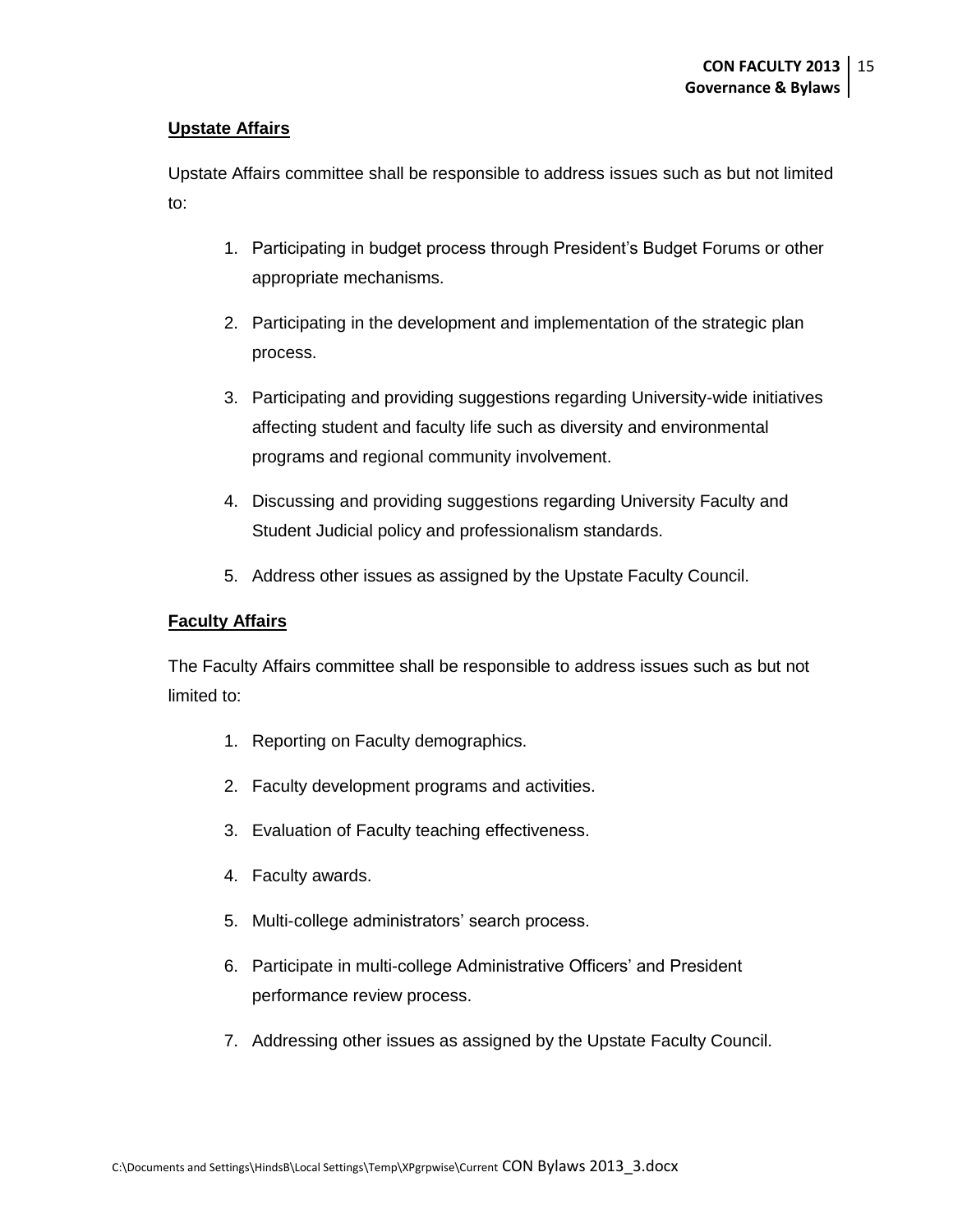**Upstate Affairs**

Upstate Affairs committee shall be responsible to address issues such as but not limited to:

1. Participating in budget process through President's Budget Forums or other appropriate mechanisms.
2. Participating in the development and implementation of the strategic plan process.
3. Participating and providing suggestions regarding University-wide initiatives affecting student and faculty life such as diversity and environmental programs and regional community involvement.
4. Discussing and providing suggestions regarding University Faculty and Student Judicial policy and professionalism standards.
5. Address other issues as assigned by the Upstate Faculty Council.

**Faculty Affairs**

The Faculty Affairs committee shall be responsible to address issues such as but not limited to:

1. Reporting on Faculty demographics.
2. Faculty development programs and activities.
3. Evaluation of Faculty teaching effectiveness.
4. Faculty awards.
5. Multi-college administrators' search process.
6. Participate in multi-college Administrative Officers' and President performance review process.
7. Addressing other issues as assigned by the Upstate Faculty Council.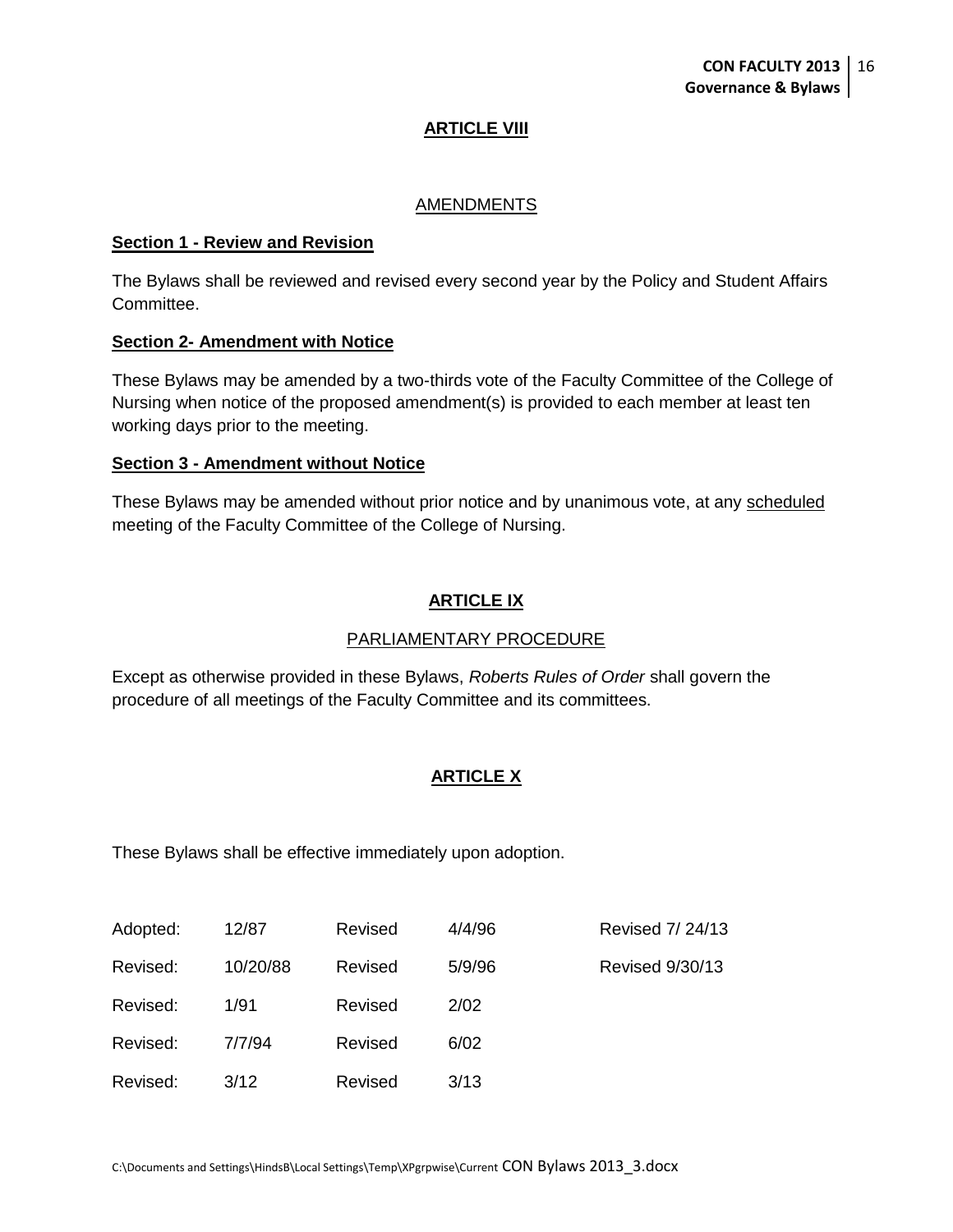## ARTICLE VIII

### AMENDMENTS

**Section 1 - Review and Revision**

The Bylaws shall be reviewed and revised every second year by the Policy and Student Affairs Committee.

**Section 2- Amendment with Notice**

These Bylaws may be amended by a two-thirds vote of the Faculty Committee of the College of Nursing when notice of the proposed amendment(s) is provided to each member at least ten working days prior to the meeting.

**Section 3 - Amendment without Notice**

These Bylaws may be amended without prior notice and by unanimous vote, at any scheduled meeting of the Faculty Committee of the College of Nursing.

## ARTICLE IX

### PARLIAMENTARY PROCEDURE

Except as otherwise provided in these Bylaws, *Roberts Rules of Order* shall govern the procedure of all meetings of the Faculty Committee and its committees.

## ARTICLE X

These Bylaws shall be effective immediately upon adoption.

| | | | | |
|---|---|---|---|---|
| Adopted: | 12/87 | Revised | 4/4/96 | Revised 7/ 24/13 |
| Revised: | 10/20/88 | Revised | 5/9/96 | Revised 9/30/13 |
| Revised: | 1/91 | Revised | 2/02 | |
| Revised: | 7/7/94 | Revised | 6/02 | |
| Revised: | 3/12 | Revised | 3/13 | |

C:\Documents and Settings\HindsB\Local Settings\Temp\XPgrpwise\Current CON Bylaws 2013_3.docx